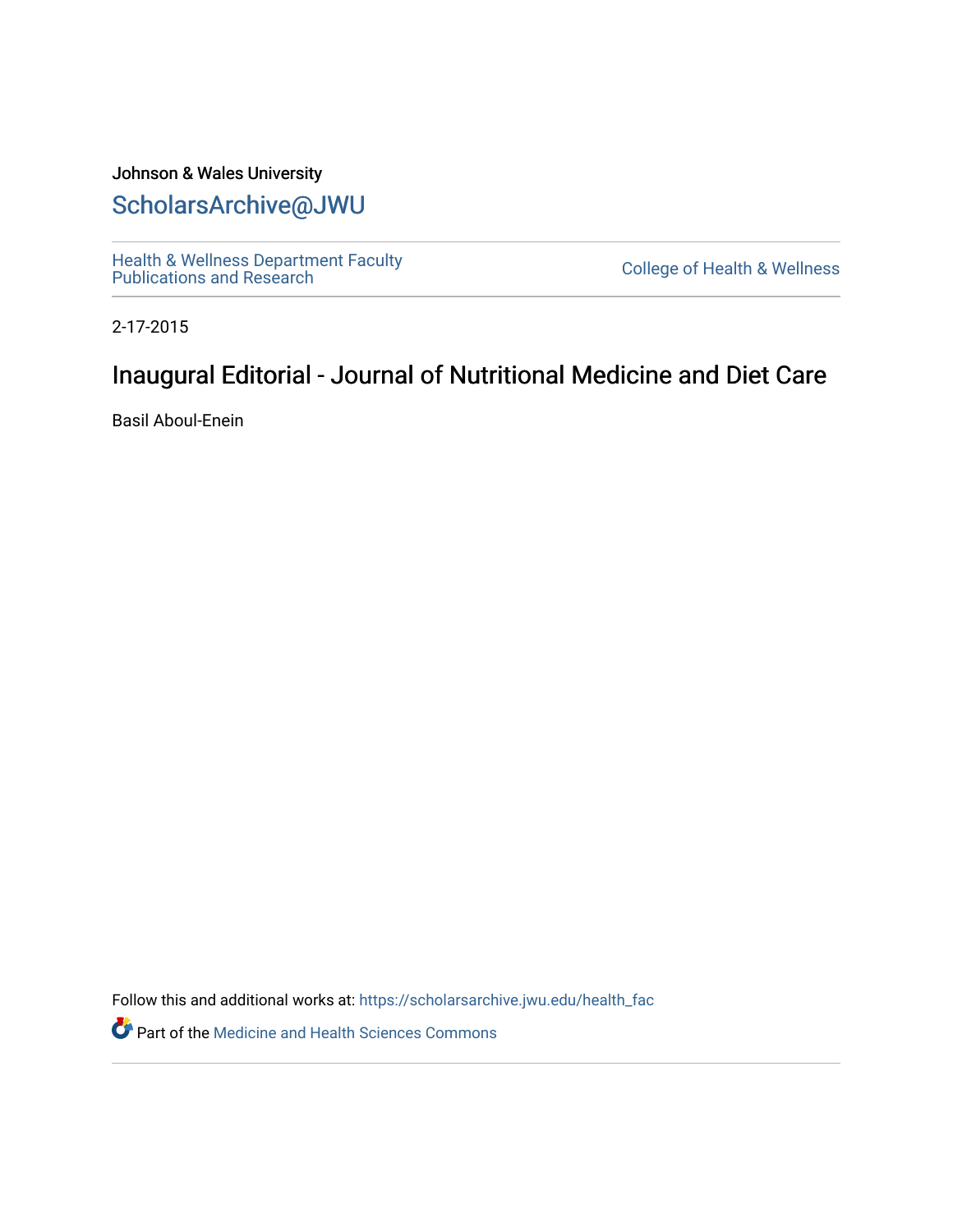Johnson & Wales University

# ScholarsArchive@JWU

Health & Wellness Department Faculty Publications and Research

College of Health & Wellness

2-17-2015

## Inaugural Editorial - Journal of Nutritional Medicine and Diet Care

Basil Aboul-Enein

Follow this and additional works at: https://scholarsarchive.jwu.edu/health_fac

Part of the Medicine and Health Sciences Commons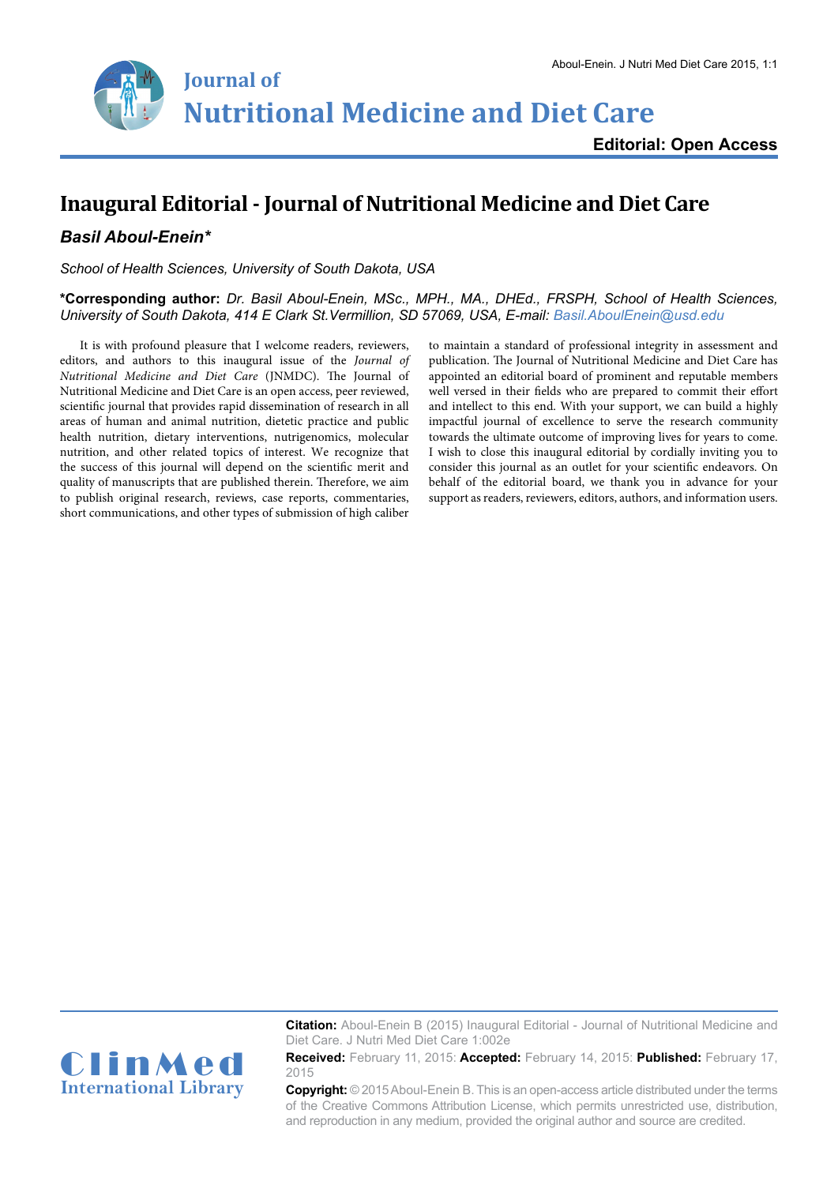# Inaugural Editorial - Journal of Nutritional Medicine and Diet Care

***Basil Aboul-Enein****

*School of Health Sciences, University of South Dakota, USA*

**\*Corresponding author:** *Dr. Basil Aboul-Enein, MSc., MPH., MA., DHEd., FRSPH, School of Health Sciences, University of South Dakota, 414 E Clark St.Vermillion, SD 57069, USA, E-mail: Basil.AboulEnein@usd.edu*

It is with profound pleasure that I welcome readers, reviewers, editors, and authors to this inaugural issue of the *Journal of Nutritional Medicine and Diet Care* (JNMDC). The Journal of Nutritional Medicine and Diet Care is an open access, peer reviewed, scientific journal that provides rapid dissemination of research in all areas of human and animal nutrition, dietetic practice and public health nutrition, dietary interventions, nutrigenomics, molecular nutrition, and other related topics of interest. We recognize that the success of this journal will depend on the scientific merit and quality of manuscripts that are published therein. Therefore, we aim to publish original research, reviews, case reports, commentaries, short communications, and other types of submission of high caliber to maintain a standard of professional integrity in assessment and publication. The Journal of Nutritional Medicine and Diet Care has appointed an editorial board of prominent and reputable members well versed in their fields who are prepared to commit their effort and intellect to this end. With your support, we can build a highly impactful journal of excellence to serve the research community towards the ultimate outcome of improving lives for years to come. I wish to close this inaugural editorial by cordially inviting you to consider this journal as an outlet for your scientific endeavors. On behalf of the editorial board, we thank you in advance for your support as readers, reviewers, editors, authors, and information users.

**Citation:** Aboul-Enein B (2015) Inaugural Editorial - Journal of Nutritional Medicine and Diet Care. J Nutri Med Diet Care 1:002e

**Received:** February 11, 2015: **Accepted:** February 14, 2015: **Published:** February 17, 2015

**Copyright:** © 2015 Aboul-Enein B. This is an open-access article distributed under the terms of the Creative Commons Attribution License, which permits unrestricted use, distribution, and reproduction in any medium, provided the original author and source are credited.